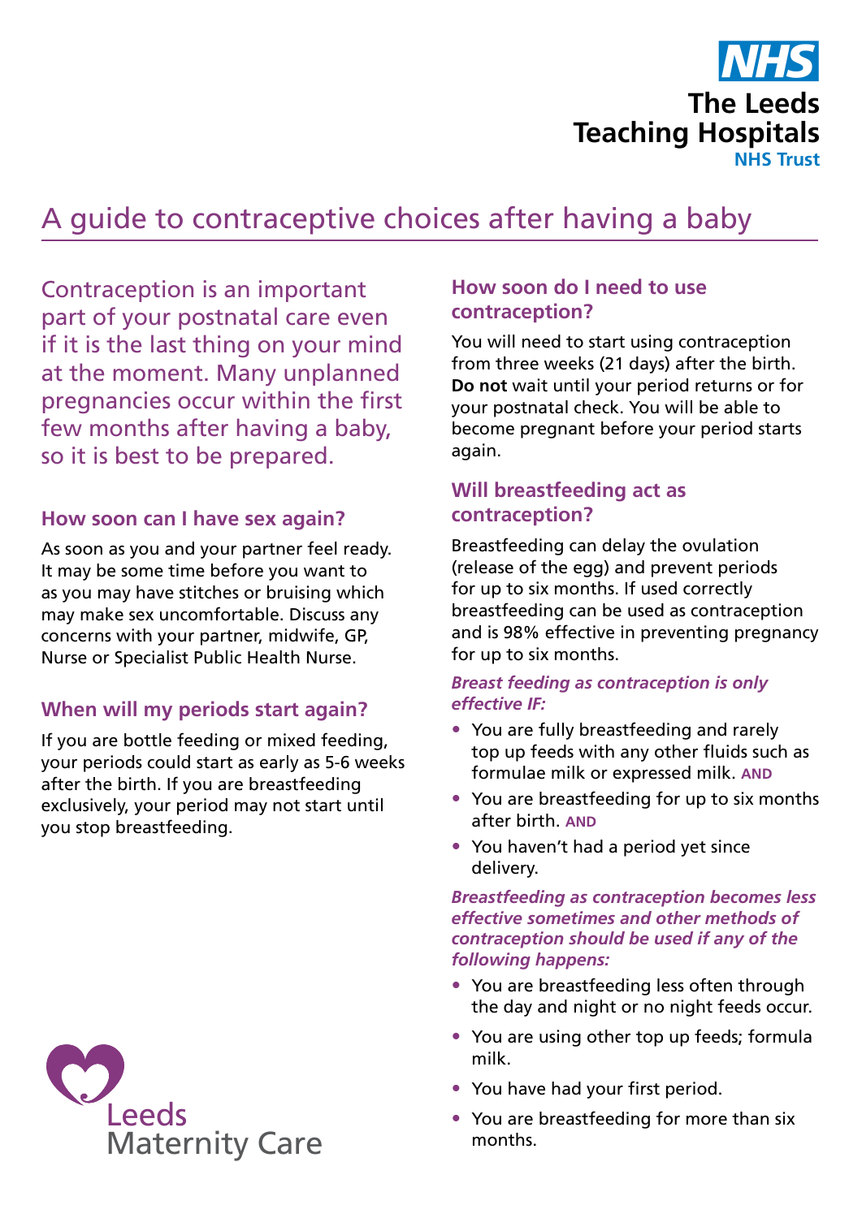# A guide to contraceptive choices after having a baby

Contraception is an important part of your postnatal care even if it is the last thing on your mind at the moment. Many unplanned pregnancies occur within the first few months after having a baby, so it is best to be prepared.

## How soon can I have sex again?

As soon as you and your partner feel ready. It may be some time before you want to as you may have stitches or bruising which may make sex uncomfortable. Discuss any concerns with your partner, midwife, GP, Nurse or Specialist Public Health Nurse.

## When will my periods start again?

If you are bottle feeding or mixed feeding, your periods could start as early as 5-6 weeks after the birth. If you are breastfeeding exclusively, your period may not start until you stop breastfeeding.

## How soon do I need to use contraception?

You will need to start using contraception from three weeks (21 days) after the birth. **Do not** wait until your period returns or for your postnatal check. You will be able to become pregnant before your period starts again.

## Will breastfeeding act as contraception?

Breastfeeding can delay the ovulation (release of the egg) and prevent periods for up to six months. If used correctly breastfeeding can be used as contraception and is 98% effective in preventing pregnancy for up to six months.

***Breast feeding as contraception is only effective IF:***

- You are fully breastfeeding and rarely top up feeds with any other fluids such as formulae milk or expressed milk. **AND**
- You are breastfeeding for up to six months after birth. **AND**
- You haven't had a period yet since delivery.

***Breastfeeding as contraception becomes less effective sometimes and other methods of contraception should be used if any of the following happens:***

- You are breastfeeding less often through the day and night or no night feeds occur.
- You are using other top up feeds; formula milk.
- You have had your first period.
- You are breastfeeding for more than six months.

Leeds Maternity Care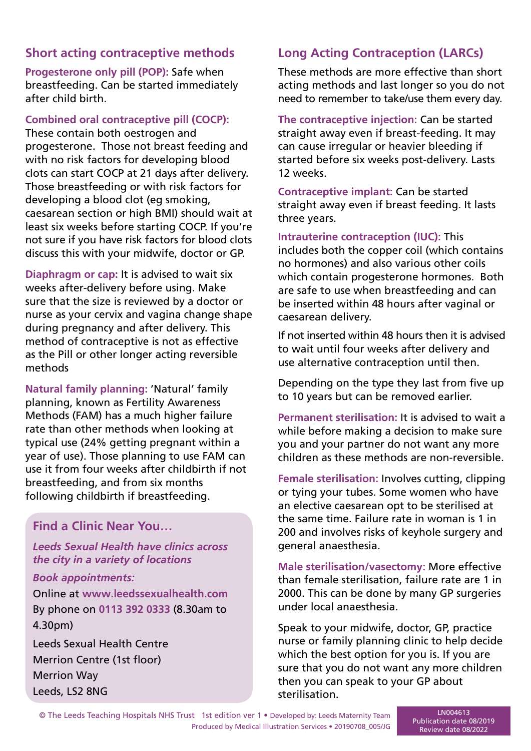## Short acting contraceptive methods

**Progesterone only pill (POP):** Safe when breastfeeding. Can be started immediately after child birth.

**Combined oral contraceptive pill (COCP):** These contain both oestrogen and progesterone. Those not breast feeding and with no risk factors for developing blood clots can start COCP at 21 days after delivery. Those breastfeeding or with risk factors for developing a blood clot (eg smoking, caesarean section or high BMI) should wait at least six weeks before starting COCP. If you're not sure if you have risk factors for blood clots discuss this with your midwife, doctor or GP.

**Diaphragm or cap:** It is advised to wait six weeks after-delivery before using. Make sure that the size is reviewed by a doctor or nurse as your cervix and vagina change shape during pregnancy and after delivery. This method of contraceptive is not as effective as the Pill or other longer acting reversible methods

**Natural family planning:** 'Natural' family planning, known as Fertility Awareness Methods (FAM) has a much higher failure rate than other methods when looking at typical use (24% getting pregnant within a year of use). Those planning to use FAM can use it from four weeks after childbirth if not breastfeeding, and from six months following childbirth if breastfeeding.

### Find a Clinic Near You…

***Leeds Sexual Health have clinics across the city in a variety of locations***

***Book appointments:***

Online at **www.leedssexualhealth.com**

By phone on **0113 392 0333** (8.30am to 4.30pm)

Leeds Sexual Health Centre
Merrion Centre (1st floor)
Merrion Way
Leeds, LS2 8NG

## Long Acting Contraception (LARCs)

These methods are more effective than short acting methods and last longer so you do not need to remember to take/use them every day.

**The contraceptive injection:** Can be started straight away even if breast-feeding. It may can cause irregular or heavier bleeding if started before six weeks post-delivery. Lasts 12 weeks.

**Contraceptive implant:** Can be started straight away even if breast feeding. It lasts three years.

**Intrauterine contraception (IUC):** This includes both the copper coil (which contains no hormones) and also various other coils which contain progesterone hormones. Both are safe to use when breastfeeding and can be inserted within 48 hours after vaginal or caesarean delivery.

If not inserted within 48 hours then it is advised to wait until four weeks after delivery and use alternative contraception until then.

Depending on the type they last from five up to 10 years but can be removed earlier.

**Permanent sterilisation:** It is advised to wait a while before making a decision to make sure you and your partner do not want any more children as these methods are non-reversible.

**Female sterilisation:** Involves cutting, clipping or tying your tubes. Some women who have an elective caesarean opt to be sterilised at the same time. Failure rate in woman is 1 in 200 and involves risks of keyhole surgery and general anaesthesia.

**Male sterilisation/vasectomy:** More effective than female sterilisation, failure rate are 1 in 2000. This can be done by many GP surgeries under local anaesthesia.

Speak to your midwife, doctor, GP, practice nurse or family planning clinic to help decide which the best option for you is. If you are sure that you do not want any more children then you can speak to your GP about sterilisation.

© The Leeds Teaching Hospitals NHS Trust 1st edition ver 1 • Developed by: Leeds Maternity Team
Produced by Medical Illustration Services • 20190708_005/JG

LN004613
Publication date 08/2019
Review date 08/2022